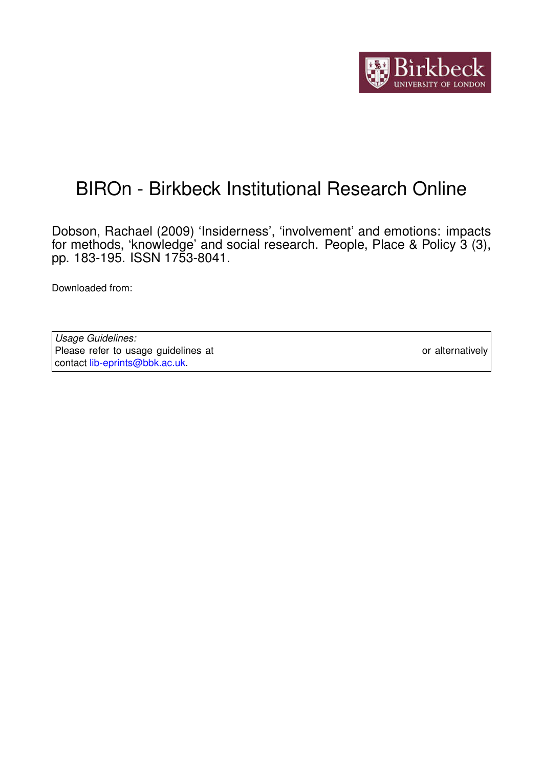# BIROn - Birkbeck Institutional Research Online

Dobson, Rachael (2009) 'Insiderness', 'involvement' and emotions: impacts for methods, 'knowledge' and social research. People, Place & Policy 3 (3), pp. 183-195. ISSN 1753-8041.

Downloaded from:

*Usage Guidelines:*
Please refer to usage guidelines at or alternatively contact lib-eprints@bbk.ac.uk.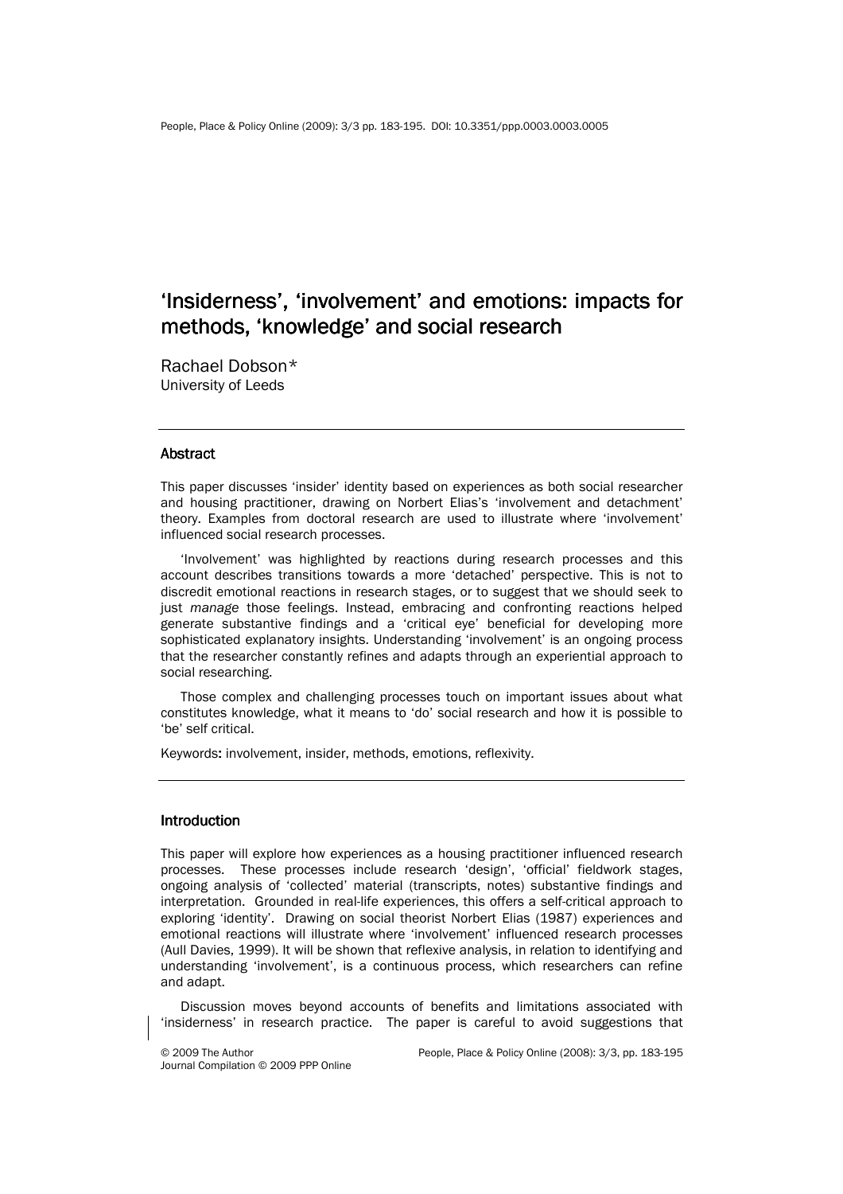# 'Insiderness', 'involvement' and emotions: impacts for methods, 'knowledge' and social research

Rachael Dobson*
University of Leeds

## Abstract

This paper discusses 'insider' identity based on experiences as both social researcher and housing practitioner, drawing on Norbert Elias's 'involvement and detachment' theory. Examples from doctoral research are used to illustrate where 'involvement' influenced social research processes.

'Involvement' was highlighted by reactions during research processes and this account describes transitions towards a more 'detached' perspective. This is not to discredit emotional reactions in research stages, or to suggest that we should seek to just *manage* those feelings. Instead, embracing and confronting reactions helped generate substantive findings and a 'critical eye' beneficial for developing more sophisticated explanatory insights. Understanding 'involvement' is an ongoing process that the researcher constantly refines and adapts through an experiential approach to social researching.

Those complex and challenging processes touch on important issues about what constitutes knowledge, what it means to 'do' social research and how it is possible to 'be' self critical.

Keywords: involvement, insider, methods, emotions, reflexivity.

## Introduction

This paper will explore how experiences as a housing practitioner influenced research processes. These processes include research 'design', 'official' fieldwork stages, ongoing analysis of 'collected' material (transcripts, notes) substantive findings and interpretation. Grounded in real-life experiences, this offers a self-critical approach to exploring 'identity'. Drawing on social theorist Norbert Elias (1987) experiences and emotional reactions will illustrate where 'involvement' influenced research processes (Aull Davies, 1999). It will be shown that reflexive analysis, in relation to identifying and understanding 'involvement', is a continuous process, which researchers can refine and adapt.

Discussion moves beyond accounts of benefits and limitations associated with 'insiderness' in research practice. The paper is careful to avoid suggestions that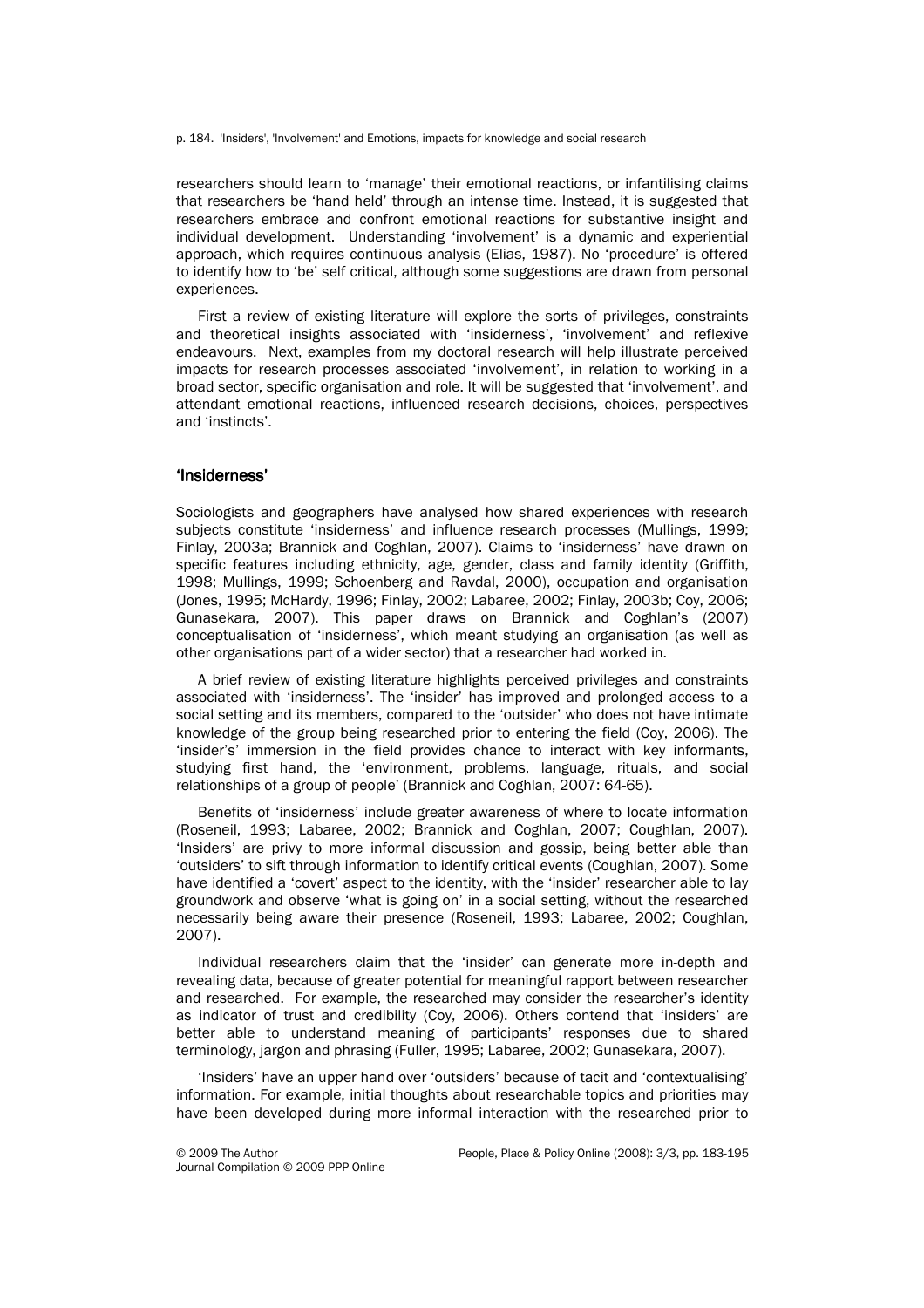researchers should learn to 'manage' their emotional reactions, or infantilising claims that researchers be 'hand held' through an intense time. Instead, it is suggested that researchers embrace and confront emotional reactions for substantive insight and individual development. Understanding 'involvement' is a dynamic and experiential approach, which requires continuous analysis (Elias, 1987). No 'procedure' is offered to identify how to 'be' self critical, although some suggestions are drawn from personal experiences.

First a review of existing literature will explore the sorts of privileges, constraints and theoretical insights associated with 'insiderness', 'involvement' and reflexive endeavours. Next, examples from my doctoral research will help illustrate perceived impacts for research processes associated 'involvement', in relation to working in a broad sector, specific organisation and role. It will be suggested that 'involvement', and attendant emotional reactions, influenced research decisions, choices, perspectives and 'instincts'.

## 'Insiderness'

Sociologists and geographers have analysed how shared experiences with research subjects constitute 'insiderness' and influence research processes (Mullings, 1999; Finlay, 2003a; Brannick and Coghlan, 2007). Claims to 'insiderness' have drawn on specific features including ethnicity, age, gender, class and family identity (Griffith, 1998; Mullings, 1999; Schoenberg and Ravdal, 2000), occupation and organisation (Jones, 1995; McHardy, 1996; Finlay, 2002; Labaree, 2002; Finlay, 2003b; Coy, 2006; Gunasekara, 2007). This paper draws on Brannick and Coghlan's (2007) conceptualisation of 'insiderness', which meant studying an organisation (as well as other organisations part of a wider sector) that a researcher had worked in.

A brief review of existing literature highlights perceived privileges and constraints associated with 'insiderness'. The 'insider' has improved and prolonged access to a social setting and its members, compared to the 'outsider' who does not have intimate knowledge of the group being researched prior to entering the field (Coy, 2006). The 'insider's' immersion in the field provides chance to interact with key informants, studying first hand, the 'environment, problems, language, rituals, and social relationships of a group of people' (Brannick and Coghlan, 2007: 64-65).

Benefits of 'insiderness' include greater awareness of where to locate information (Roseneil, 1993; Labaree, 2002; Brannick and Coghlan, 2007; Coughlan, 2007). 'Insiders' are privy to more informal discussion and gossip, being better able than 'outsiders' to sift through information to identify critical events (Coughlan, 2007). Some have identified a 'covert' aspect to the identity, with the 'insider' researcher able to lay groundwork and observe 'what is going on' in a social setting, without the researched necessarily being aware their presence (Roseneil, 1993; Labaree, 2002; Coughlan, 2007).

Individual researchers claim that the 'insider' can generate more in-depth and revealing data, because of greater potential for meaningful rapport between researcher and researched. For example, the researched may consider the researcher's identity as indicator of trust and credibility (Coy, 2006). Others contend that 'insiders' are better able to understand meaning of participants' responses due to shared terminology, jargon and phrasing (Fuller, 1995; Labaree, 2002; Gunasekara, 2007).

'Insiders' have an upper hand over 'outsiders' because of tacit and 'contextualising' information. For example, initial thoughts about researchable topics and priorities may have been developed during more informal interaction with the researched prior to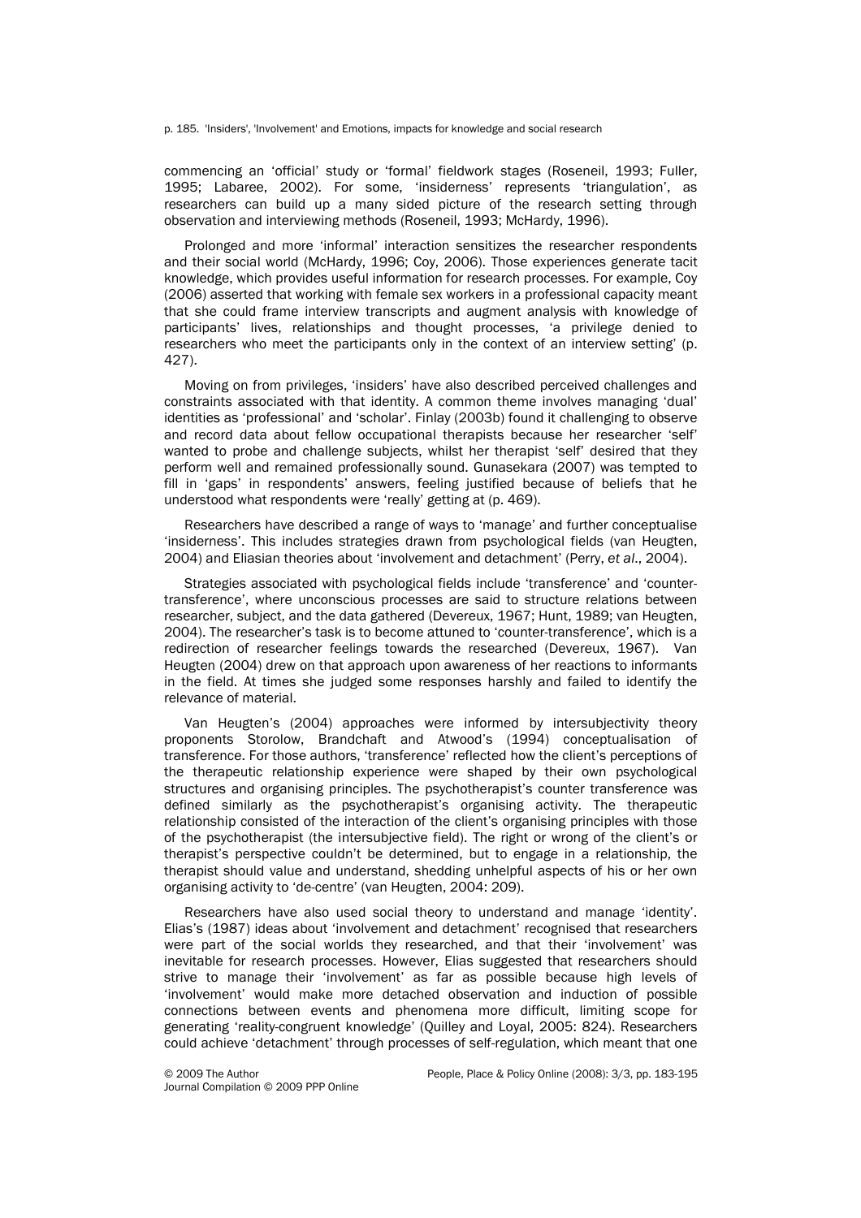commencing an 'official' study or 'formal' fieldwork stages (Roseneil, 1993; Fuller, 1995; Labaree, 2002). For some, 'insiderness' represents 'triangulation', as researchers can build up a many sided picture of the research setting through observation and interviewing methods (Roseneil, 1993; McHardy, 1996).

Prolonged and more 'informal' interaction sensitizes the researcher respondents and their social world (McHardy, 1996; Coy, 2006). Those experiences generate tacit knowledge, which provides useful information for research processes. For example, Coy (2006) asserted that working with female sex workers in a professional capacity meant that she could frame interview transcripts and augment analysis with knowledge of participants' lives, relationships and thought processes, 'a privilege denied to researchers who meet the participants only in the context of an interview setting' (p. 427).

Moving on from privileges, 'insiders' have also described perceived challenges and constraints associated with that identity. A common theme involves managing 'dual' identities as 'professional' and 'scholar'. Finlay (2003b) found it challenging to observe and record data about fellow occupational therapists because her researcher 'self' wanted to probe and challenge subjects, whilst her therapist 'self' desired that they perform well and remained professionally sound. Gunasekara (2007) was tempted to fill in 'gaps' in respondents' answers, feeling justified because of beliefs that he understood what respondents were 'really' getting at (p. 469).

Researchers have described a range of ways to 'manage' and further conceptualise 'insiderness'. This includes strategies drawn from psychological fields (van Heugten, 2004) and Eliasian theories about 'involvement and detachment' (Perry, *et al*., 2004).

Strategies associated with psychological fields include 'transference' and 'counter-transference', where unconscious processes are said to structure relations between researcher, subject, and the data gathered (Devereux, 1967; Hunt, 1989; van Heugten, 2004). The researcher's task is to become attuned to 'counter-transference', which is a redirection of researcher feelings towards the researched (Devereux, 1967). Van Heugten (2004) drew on that approach upon awareness of her reactions to informants in the field. At times she judged some responses harshly and failed to identify the relevance of material.

Van Heugten's (2004) approaches were informed by intersubjectivity theory proponents Storolow, Brandchaft and Atwood's (1994) conceptualisation of transference. For those authors, 'transference' reflected how the client's perceptions of the therapeutic relationship experience were shaped by their own psychological structures and organising principles. The psychotherapist's counter transference was defined similarly as the psychotherapist's organising activity. The therapeutic relationship consisted of the interaction of the client's organising principles with those of the psychotherapist (the intersubjective field). The right or wrong of the client's or therapist's perspective couldn't be determined, but to engage in a relationship, the therapist should value and understand, shedding unhelpful aspects of his or her own organising activity to 'de-centre' (van Heugten, 2004: 209).

Researchers have also used social theory to understand and manage 'identity'. Elias's (1987) ideas about 'involvement and detachment' recognised that researchers were part of the social worlds they researched, and that their 'involvement' was inevitable for research processes. However, Elias suggested that researchers should strive to manage their 'involvement' as far as possible because high levels of 'involvement' would make more detached observation and induction of possible connections between events and phenomena more difficult, limiting scope for generating 'reality-congruent knowledge' (Quilley and Loyal, 2005: 824). Researchers could achieve 'detachment' through processes of self-regulation, which meant that one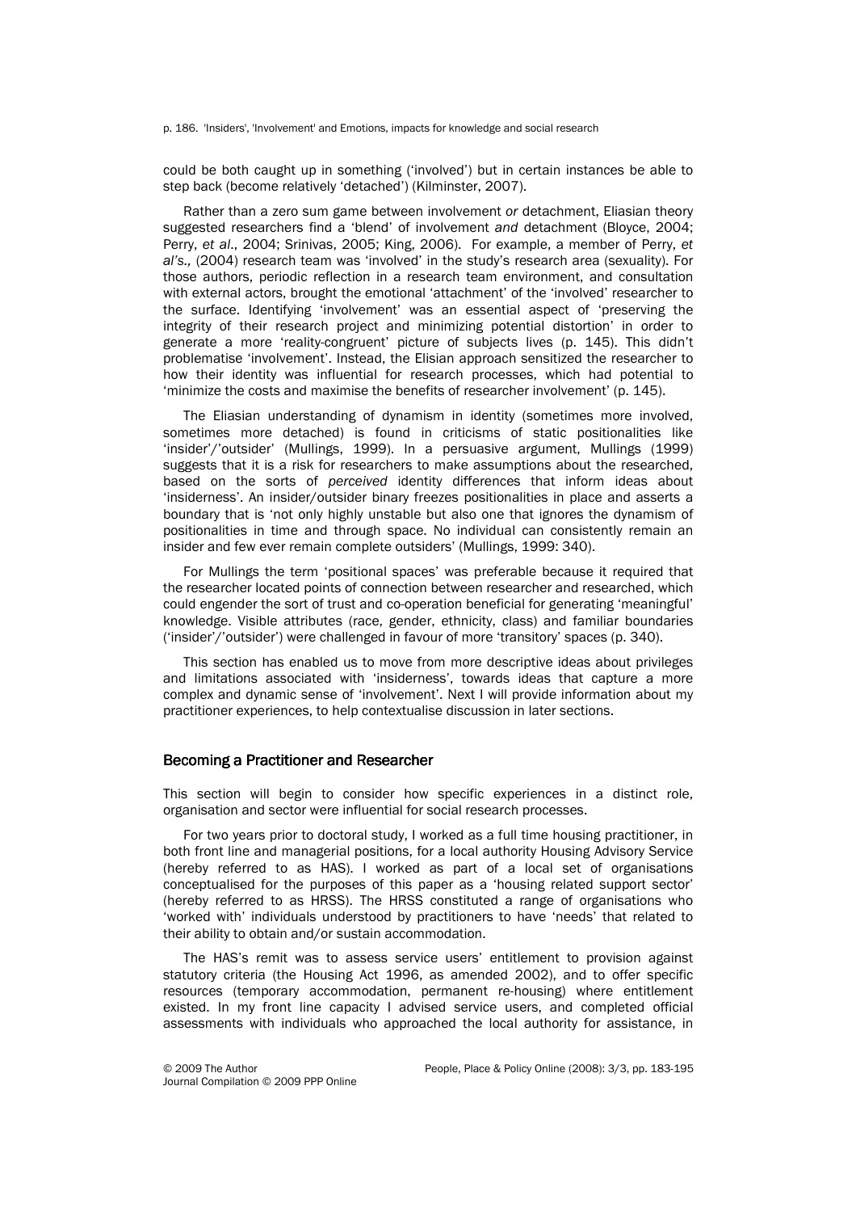could be both caught up in something ('involved') but in certain instances be able to step back (become relatively 'detached') (Kilminster, 2007).

Rather than a zero sum game between involvement *or* detachment, Eliasian theory suggested researchers find a 'blend' of involvement *and* detachment (Bloyce, 2004; Perry, *et al*., 2004; Srinivas, 2005; King, 2006). For example, a member of Perry, *et al's.,* (2004) research team was 'involved' in the study's research area (sexuality). For those authors, periodic reflection in a research team environment, and consultation with external actors, brought the emotional 'attachment' of the 'involved' researcher to the surface. Identifying 'involvement' was an essential aspect of 'preserving the integrity of their research project and minimizing potential distortion' in order to generate a more 'reality-congruent' picture of subjects lives (p. 145). This didn't problematise 'involvement'. Instead, the Elisian approach sensitized the researcher to how their identity was influential for research processes, which had potential to 'minimize the costs and maximise the benefits of researcher involvement' (p. 145).

The Eliasian understanding of dynamism in identity (sometimes more involved, sometimes more detached) is found in criticisms of static positionalities like 'insider'/'outsider' (Mullings, 1999). In a persuasive argument, Mullings (1999) suggests that it is a risk for researchers to make assumptions about the researched, based on the sorts of *perceived* identity differences that inform ideas about 'insiderness'. An insider/outsider binary freezes positionalities in place and asserts a boundary that is 'not only highly unstable but also one that ignores the dynamism of positionalities in time and through space. No individual can consistently remain an insider and few ever remain complete outsiders' (Mullings, 1999: 340).

For Mullings the term 'positional spaces' was preferable because it required that the researcher located points of connection between researcher and researched, which could engender the sort of trust and co-operation beneficial for generating 'meaningful' knowledge. Visible attributes (race, gender, ethnicity, class) and familiar boundaries ('insider'/'outsider') were challenged in favour of more 'transitory' spaces (p. 340).

This section has enabled us to move from more descriptive ideas about privileges and limitations associated with 'insiderness', towards ideas that capture a more complex and dynamic sense of 'involvement'. Next I will provide information about my practitioner experiences, to help contextualise discussion in later sections.

## Becoming a Practitioner and Researcher

This section will begin to consider how specific experiences in a distinct role, organisation and sector were influential for social research processes.

For two years prior to doctoral study, I worked as a full time housing practitioner, in both front line and managerial positions, for a local authority Housing Advisory Service (hereby referred to as HAS). I worked as part of a local set of organisations conceptualised for the purposes of this paper as a 'housing related support sector' (hereby referred to as HRSS). The HRSS constituted a range of organisations who 'worked with' individuals understood by practitioners to have 'needs' that related to their ability to obtain and/or sustain accommodation.

The HAS's remit was to assess service users' entitlement to provision against statutory criteria (the Housing Act 1996, as amended 2002), and to offer specific resources (temporary accommodation, permanent re-housing) where entitlement existed. In my front line capacity I advised service users, and completed official assessments with individuals who approached the local authority for assistance, in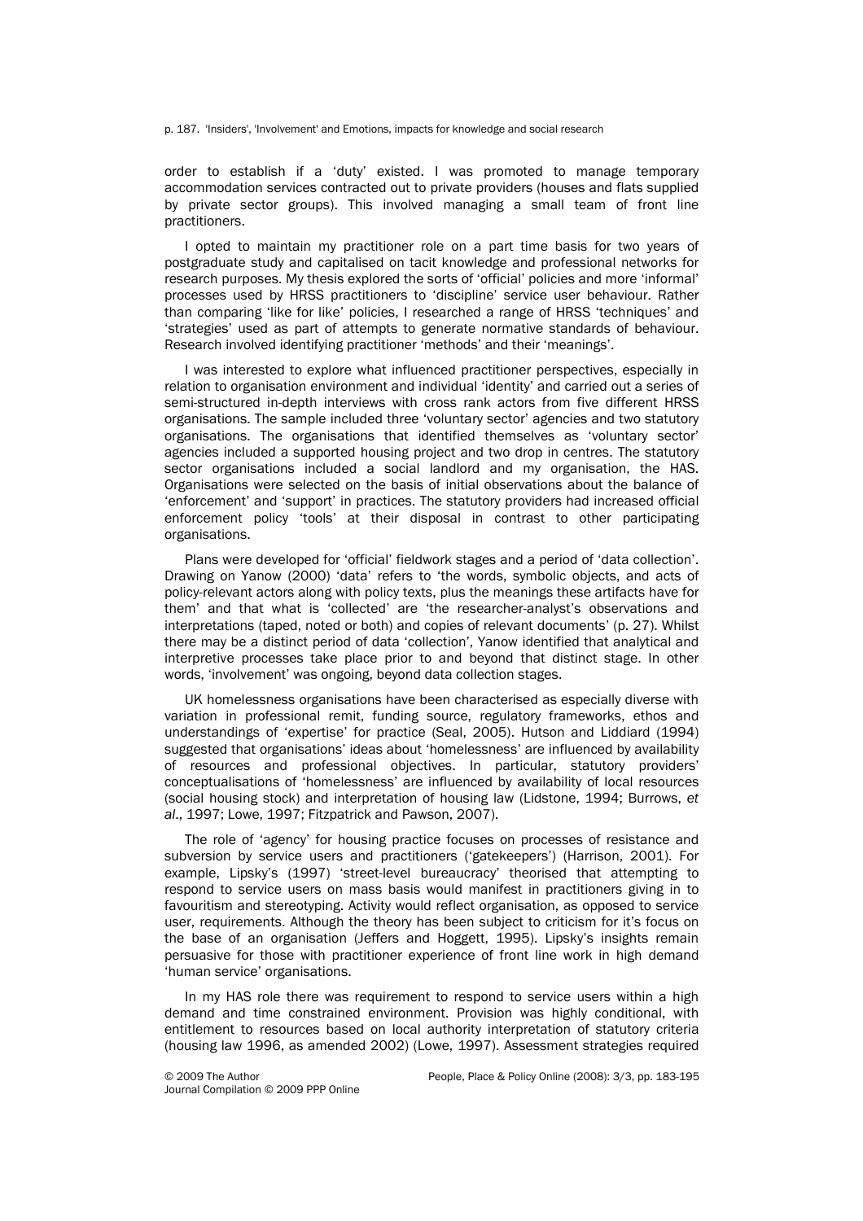order to establish if a 'duty' existed. I was promoted to manage temporary accommodation services contracted out to private providers (houses and flats supplied by private sector groups). This involved managing a small team of front line practitioners.

I opted to maintain my practitioner role on a part time basis for two years of postgraduate study and capitalised on tacit knowledge and professional networks for research purposes. My thesis explored the sorts of 'official' policies and more 'informal' processes used by HRSS practitioners to 'discipline' service user behaviour. Rather than comparing 'like for like' policies, I researched a range of HRSS 'techniques' and 'strategies' used as part of attempts to generate normative standards of behaviour. Research involved identifying practitioner 'methods' and their 'meanings'.

I was interested to explore what influenced practitioner perspectives, especially in relation to organisation environment and individual 'identity' and carried out a series of semi-structured in-depth interviews with cross rank actors from five different HRSS organisations. The sample included three 'voluntary sector' agencies and two statutory organisations. The organisations that identified themselves as 'voluntary sector' agencies included a supported housing project and two drop in centres. The statutory sector organisations included a social landlord and my organisation, the HAS. Organisations were selected on the basis of initial observations about the balance of 'enforcement' and 'support' in practices. The statutory providers had increased official enforcement policy 'tools' at their disposal in contrast to other participating organisations.

Plans were developed for 'official' fieldwork stages and a period of 'data collection'. Drawing on Yanow (2000) 'data' refers to 'the words, symbolic objects, and acts of policy-relevant actors along with policy texts, plus the meanings these artifacts have for them' and that what is 'collected' are 'the researcher-analyst's observations and interpretations (taped, noted or both) and copies of relevant documents' (p. 27). Whilst there may be a distinct period of data 'collection', Yanow identified that analytical and interpretive processes take place prior to and beyond that distinct stage. In other words, 'involvement' was ongoing, beyond data collection stages.

UK homelessness organisations have been characterised as especially diverse with variation in professional remit, funding source, regulatory frameworks, ethos and understandings of 'expertise' for practice (Seal, 2005). Hutson and Liddiard (1994) suggested that organisations' ideas about 'homelessness' are influenced by availability of resources and professional objectives. In particular, statutory providers' conceptualisations of 'homelessness' are influenced by availability of local resources (social housing stock) and interpretation of housing law (Lidstone, 1994; Burrows, *et al*., 1997; Lowe, 1997; Fitzpatrick and Pawson, 2007).

The role of 'agency' for housing practice focuses on processes of resistance and subversion by service users and practitioners ('gatekeepers') (Harrison, 2001). For example, Lipsky's (1997) 'street-level bureaucracy' theorised that attempting to respond to service users on mass basis would manifest in practitioners giving in to favouritism and stereotyping. Activity would reflect organisation, as opposed to service user, requirements. Although the theory has been subject to criticism for it's focus on the base of an organisation (Jeffers and Hoggett, 1995). Lipsky's insights remain persuasive for those with practitioner experience of front line work in high demand 'human service' organisations.

In my HAS role there was requirement to respond to service users within a high demand and time constrained environment. Provision was highly conditional, with entitlement to resources based on local authority interpretation of statutory criteria (housing law 1996, as amended 2002) (Lowe, 1997). Assessment strategies required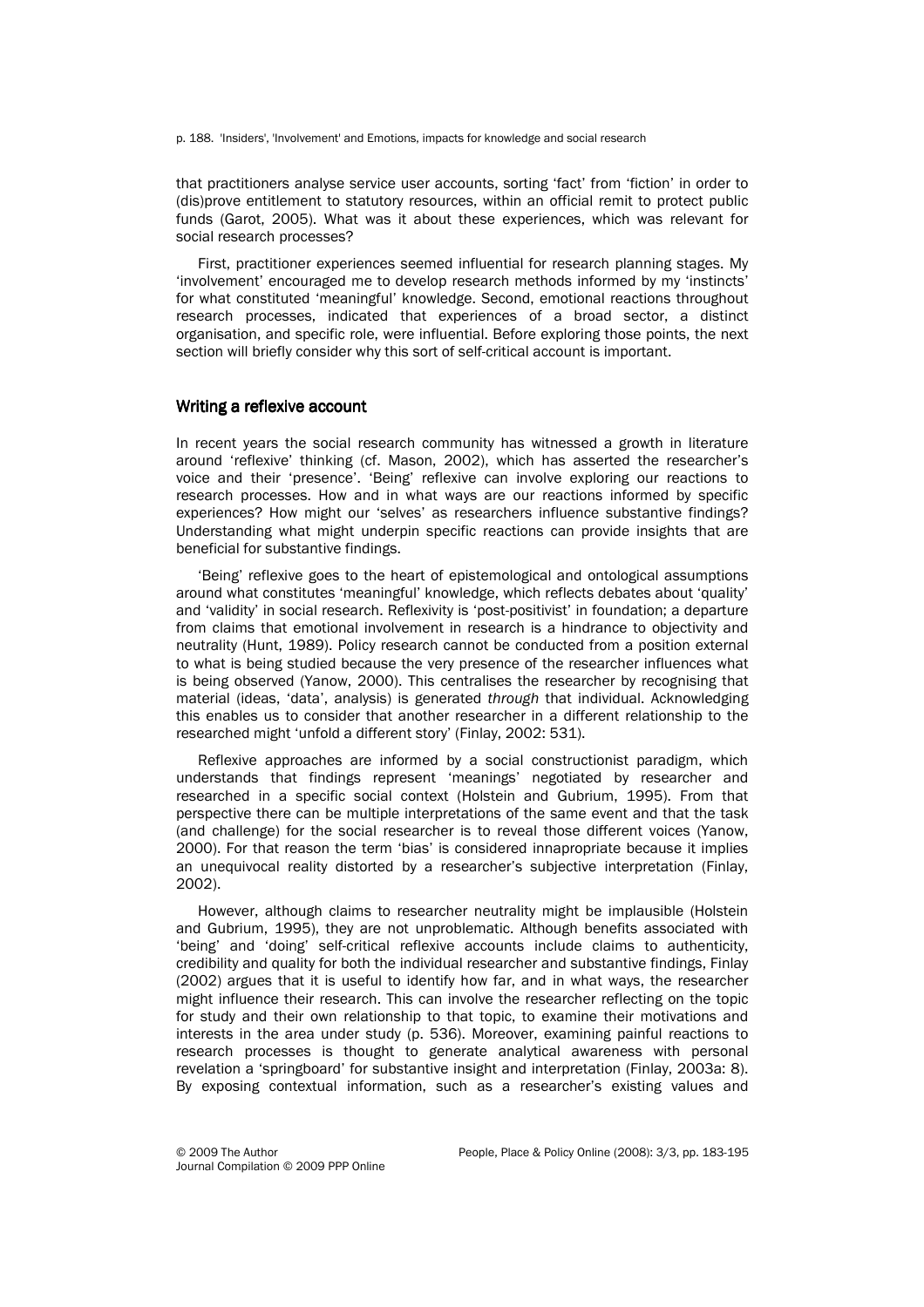that practitioners analyse service user accounts, sorting 'fact' from 'fiction' in order to (dis)prove entitlement to statutory resources, within an official remit to protect public funds (Garot, 2005). What was it about these experiences, which was relevant for social research processes?

First, practitioner experiences seemed influential for research planning stages. My 'involvement' encouraged me to develop research methods informed by my 'instincts' for what constituted 'meaningful' knowledge. Second, emotional reactions throughout research processes, indicated that experiences of a broad sector, a distinct organisation, and specific role, were influential. Before exploring those points, the next section will briefly consider why this sort of self-critical account is important.

## Writing a reflexive account

In recent years the social research community has witnessed a growth in literature around 'reflexive' thinking (cf. Mason, 2002), which has asserted the researcher's voice and their 'presence'. 'Being' reflexive can involve exploring our reactions to research processes. How and in what ways are our reactions informed by specific experiences? How might our 'selves' as researchers influence substantive findings? Understanding what might underpin specific reactions can provide insights that are beneficial for substantive findings.

'Being' reflexive goes to the heart of epistemological and ontological assumptions around what constitutes 'meaningful' knowledge, which reflects debates about 'quality' and 'validity' in social research. Reflexivity is 'post-positivist' in foundation; a departure from claims that emotional involvement in research is a hindrance to objectivity and neutrality (Hunt, 1989). Policy research cannot be conducted from a position external to what is being studied because the very presence of the researcher influences what is being observed (Yanow, 2000). This centralises the researcher by recognising that material (ideas, 'data', analysis) is generated *through* that individual. Acknowledging this enables us to consider that another researcher in a different relationship to the researched might 'unfold a different story' (Finlay, 2002: 531).

Reflexive approaches are informed by a social constructionist paradigm, which understands that findings represent 'meanings' negotiated by researcher and researched in a specific social context (Holstein and Gubrium, 1995). From that perspective there can be multiple interpretations of the same event and that the task (and challenge) for the social researcher is to reveal those different voices (Yanow, 2000). For that reason the term 'bias' is considered innapropriate because it implies an unequivocal reality distorted by a researcher's subjective interpretation (Finlay, 2002).

However, although claims to researcher neutrality might be implausible (Holstein and Gubrium, 1995), they are not unproblematic. Although benefits associated with 'being' and 'doing' self-critical reflexive accounts include claims to authenticity, credibility and quality for both the individual researcher and substantive findings, Finlay (2002) argues that it is useful to identify how far, and in what ways, the researcher might influence their research. This can involve the researcher reflecting on the topic for study and their own relationship to that topic, to examine their motivations and interests in the area under study (p. 536). Moreover, examining painful reactions to research processes is thought to generate analytical awareness with personal revelation a 'springboard' for substantive insight and interpretation (Finlay, 2003a: 8). By exposing contextual information, such as a researcher's existing values and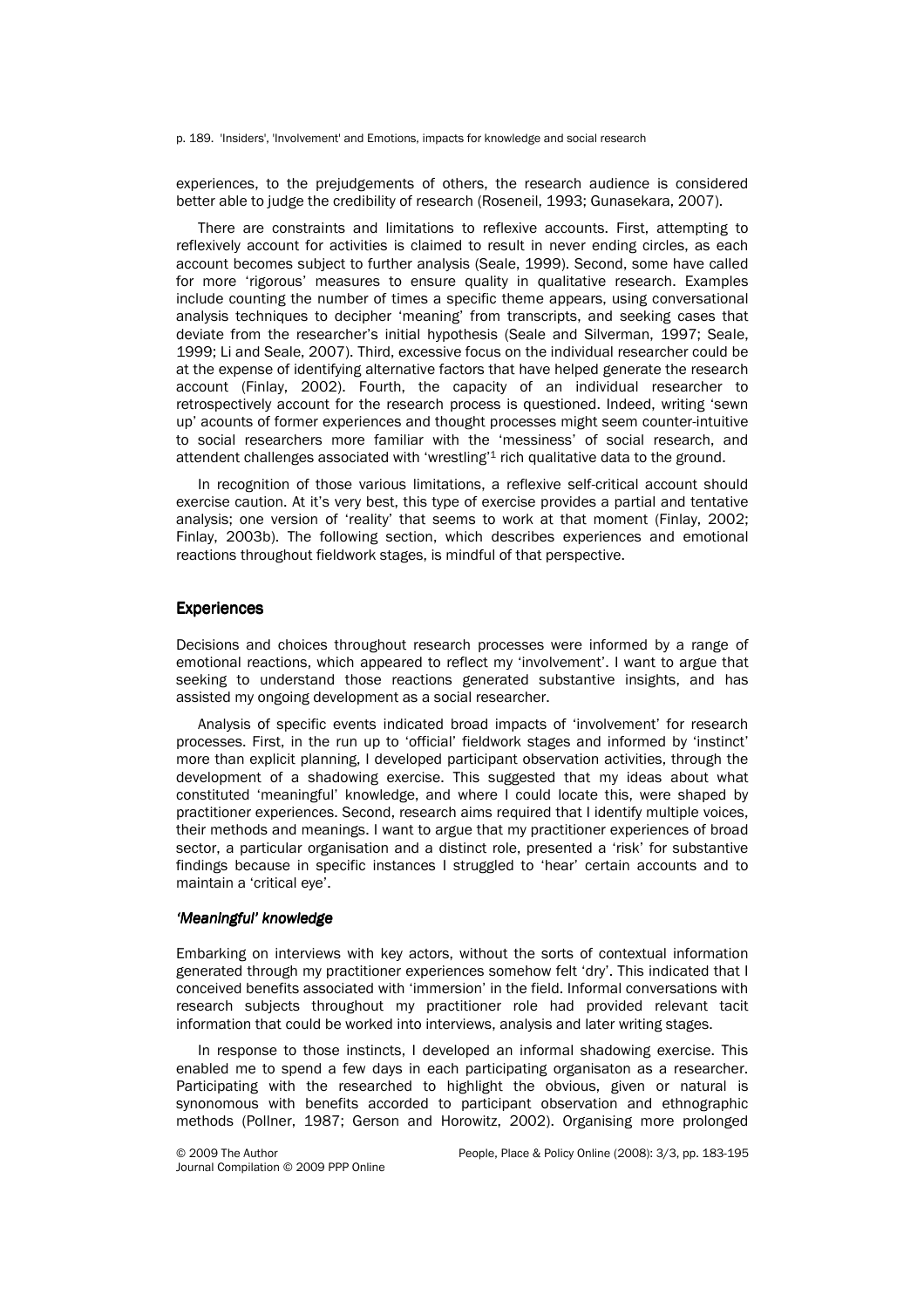experiences, to the prejudgements of others, the research audience is considered better able to judge the credibility of research (Roseneil, 1993; Gunasekara, 2007).

There are constraints and limitations to reflexive accounts. First, attempting to reflexively account for activities is claimed to result in never ending circles, as each account becomes subject to further analysis (Seale, 1999). Second, some have called for more 'rigorous' measures to ensure quality in qualitative research. Examples include counting the number of times a specific theme appears, using conversational analysis techniques to decipher 'meaning' from transcripts, and seeking cases that deviate from the researcher's initial hypothesis (Seale and Silverman, 1997; Seale, 1999; Li and Seale, 2007). Third, excessive focus on the individual researcher could be at the expense of identifying alternative factors that have helped generate the research account (Finlay, 2002). Fourth, the capacity of an individual researcher to retrospectively account for the research process is questioned. Indeed, writing 'sewn up' acounts of former experiences and thought processes might seem counter-intuitive to social researchers more familiar with the 'messiness' of social research, and attendent challenges associated with 'wrestling'[1] rich qualitative data to the ground.

In recognition of those various limitations, a reflexive self-critical account should exercise caution. At it's very best, this type of exercise provides a partial and tentative analysis; one version of 'reality' that seems to work at that moment (Finlay, 2002; Finlay, 2003b). The following section, which describes experiences and emotional reactions throughout fieldwork stages, is mindful of that perspective.

## Experiences

Decisions and choices throughout research processes were informed by a range of emotional reactions, which appeared to reflect my 'involvement'. I want to argue that seeking to understand those reactions generated substantive insights, and has assisted my ongoing development as a social researcher.

Analysis of specific events indicated broad impacts of 'involvement' for research processes. First, in the run up to 'official' fieldwork stages and informed by 'instinct' more than explicit planning, I developed participant observation activities, through the development of a shadowing exercise. This suggested that my ideas about what constituted 'meaningful' knowledge, and where I could locate this, were shaped by practitioner experiences. Second, research aims required that I identify multiple voices, their methods and meanings. I want to argue that my practitioner experiences of broad sector, a particular organisation and a distinct role, presented a 'risk' for substantive findings because in specific instances I struggled to 'hear' certain accounts and to maintain a 'critical eye'.

### *'Meaningful' knowledge*

Embarking on interviews with key actors, without the sorts of contextual information generated through my practitioner experiences somehow felt 'dry'. This indicated that I conceived benefits associated with 'immersion' in the field. Informal conversations with research subjects throughout my practitioner role had provided relevant tacit information that could be worked into interviews, analysis and later writing stages.

In response to those instincts, I developed an informal shadowing exercise. This enabled me to spend a few days in each participating organisaton as a researcher. Participating with the researched to highlight the obvious, given or natural is synonomous with benefits accorded to participant observation and ethnographic methods (Pollner, 1987; Gerson and Horowitz, 2002). Organising more prolonged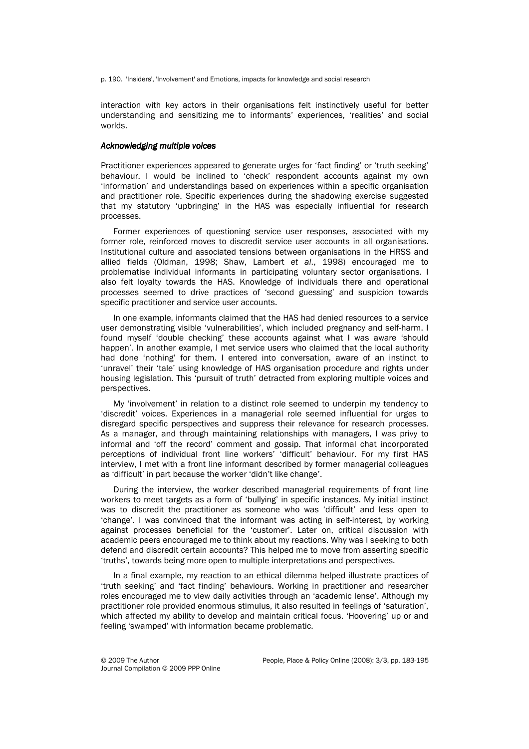interaction with key actors in their organisations felt instinctively useful for better understanding and sensitizing me to informants' experiences, 'realities' and social worlds.

### *Acknowledging multiple voices*

Practitioner experiences appeared to generate urges for 'fact finding' or 'truth seeking' behaviour. I would be inclined to 'check' respondent accounts against my own 'information' and understandings based on experiences within a specific organisation and practitioner role. Specific experiences during the shadowing exercise suggested that my statutory 'upbringing' in the HAS was especially influential for research processes.

Former experiences of questioning service user responses, associated with my former role, reinforced moves to discredit service user accounts in all organisations. Institutional culture and associated tensions between organisations in the HRSS and allied fields (Oldman, 1998; Shaw, Lambert *et al*., 1998) encouraged me to problematise individual informants in participating voluntary sector organisations. I also felt loyalty towards the HAS. Knowledge of individuals there and operational processes seemed to drive practices of 'second guessing' and suspicion towards specific practitioner and service user accounts.

In one example, informants claimed that the HAS had denied resources to a service user demonstrating visible 'vulnerabilities', which included pregnancy and self-harm. I found myself 'double checking' these accounts against what I was aware 'should happen'. In another example, I met service users who claimed that the local authority had done 'nothing' for them. I entered into conversation, aware of an instinct to 'unravel' their 'tale' using knowledge of HAS organisation procedure and rights under housing legislation. This 'pursuit of truth' detracted from exploring multiple voices and perspectives.

My 'involvement' in relation to a distinct role seemed to underpin my tendency to 'discredit' voices. Experiences in a managerial role seemed influential for urges to disregard specific perspectives and suppress their relevance for research processes. As a manager, and through maintaining relationships with managers, I was privy to informal and 'off the record' comment and gossip. That informal chat incorporated perceptions of individual front line workers' 'difficult' behaviour. For my first HAS interview, I met with a front line informant described by former managerial colleagues as 'difficult' in part because the worker 'didn't like change'.

During the interview, the worker described managerial requirements of front line workers to meet targets as a form of 'bullying' in specific instances. My initial instinct was to discredit the practitioner as someone who was 'difficult' and less open to 'change'. I was convinced that the informant was acting in self-interest, by working against processes beneficial for the 'customer'. Later on, critical discussion with academic peers encouraged me to think about my reactions. Why was I seeking to both defend and discredit certain accounts? This helped me to move from asserting specific 'truths', towards being more open to multiple interpretations and perspectives.

In a final example, my reaction to an ethical dilemma helped illustrate practices of 'truth seeking' and 'fact finding' behaviours. Working in practitioner and researcher roles encouraged me to view daily activities through an 'academic lense'. Although my practitioner role provided enormous stimulus, it also resulted in feelings of 'saturation', which affected my ability to develop and maintain critical focus. 'Hoovering' up or and feeling 'swamped' with information became problematic.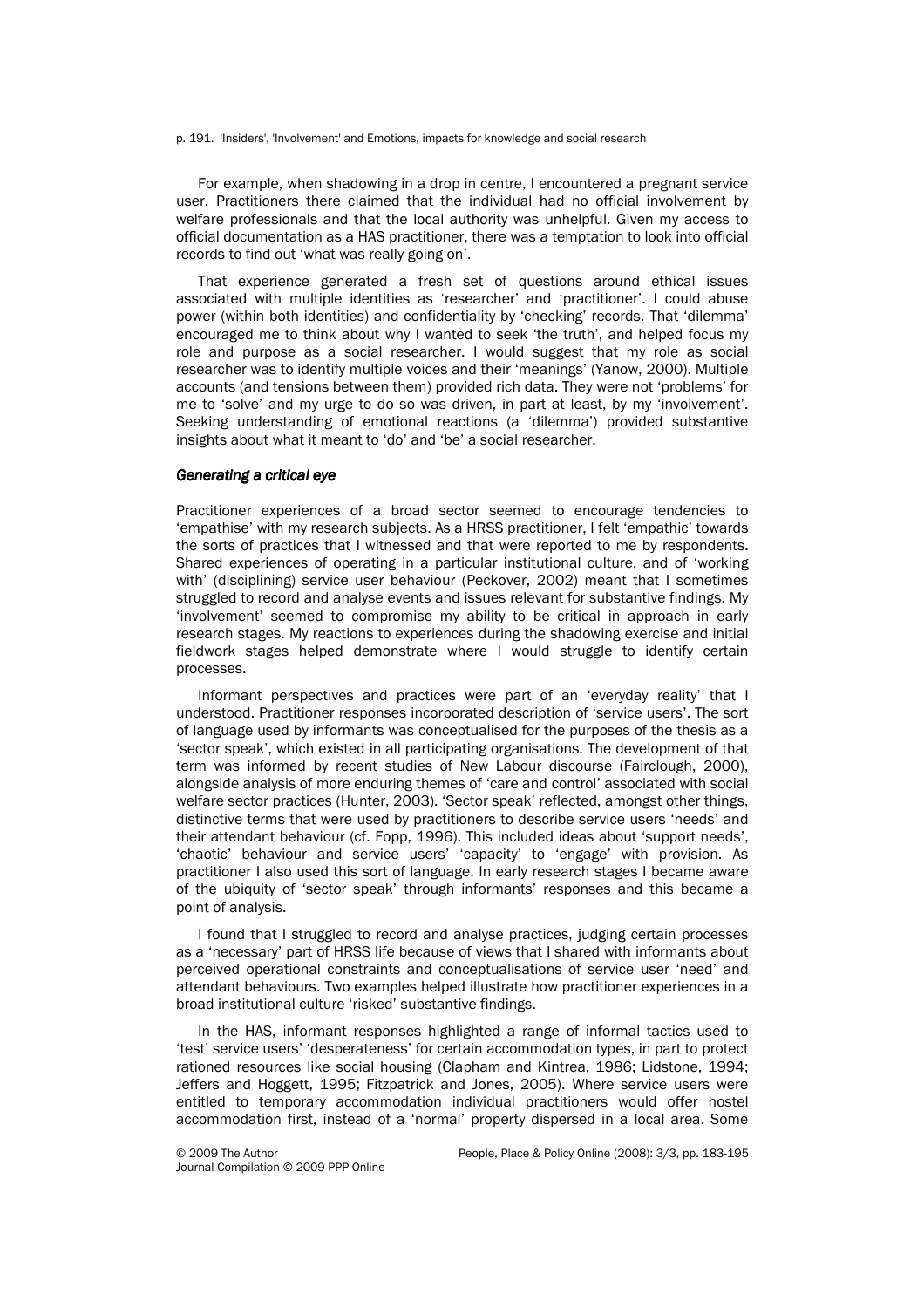For example, when shadowing in a drop in centre, I encountered a pregnant service user. Practitioners there claimed that the individual had no official involvement by welfare professionals and that the local authority was unhelpful. Given my access to official documentation as a HAS practitioner, there was a temptation to look into official records to find out 'what was really going on'.

That experience generated a fresh set of questions around ethical issues associated with multiple identities as 'researcher' and 'practitioner'. I could abuse power (within both identities) and confidentiality by 'checking' records. That 'dilemma' encouraged me to think about why I wanted to seek 'the truth', and helped focus my role and purpose as a social researcher. I would suggest that my role as social researcher was to identify multiple voices and their 'meanings' (Yanow, 2000). Multiple accounts (and tensions between them) provided rich data. They were not 'problems' for me to 'solve' and my urge to do so was driven, in part at least, by my 'involvement'. Seeking understanding of emotional reactions (a 'dilemma') provided substantive insights about what it meant to 'do' and 'be' a social researcher.

### *Generating a critical eye*

Practitioner experiences of a broad sector seemed to encourage tendencies to 'empathise' with my research subjects. As a HRSS practitioner, I felt 'empathic' towards the sorts of practices that I witnessed and that were reported to me by respondents. Shared experiences of operating in a particular institutional culture, and of 'working with' (disciplining) service user behaviour (Peckover, 2002) meant that I sometimes struggled to record and analyse events and issues relevant for substantive findings. My 'involvement' seemed to compromise my ability to be critical in approach in early research stages. My reactions to experiences during the shadowing exercise and initial fieldwork stages helped demonstrate where I would struggle to identify certain processes.

Informant perspectives and practices were part of an 'everyday reality' that I understood. Practitioner responses incorporated description of 'service users'. The sort of language used by informants was conceptualised for the purposes of the thesis as a 'sector speak', which existed in all participating organisations. The development of that term was informed by recent studies of New Labour discourse (Fairclough, 2000), alongside analysis of more enduring themes of 'care and control' associated with social welfare sector practices (Hunter, 2003). 'Sector speak' reflected, amongst other things, distinctive terms that were used by practitioners to describe service users 'needs' and their attendant behaviour (cf. Fopp, 1996). This included ideas about 'support needs', 'chaotic' behaviour and service users' 'capacity' to 'engage' with provision. As practitioner I also used this sort of language. In early research stages I became aware of the ubiquity of 'sector speak' through informants' responses and this became a point of analysis.

I found that I struggled to record and analyse practices, judging certain processes as a 'necessary' part of HRSS life because of views that I shared with informants about perceived operational constraints and conceptualisations of service user 'need' and attendant behaviours. Two examples helped illustrate how practitioner experiences in a broad institutional culture 'risked' substantive findings.

In the HAS, informant responses highlighted a range of informal tactics used to 'test' service users' 'desperateness' for certain accommodation types, in part to protect rationed resources like social housing (Clapham and Kintrea, 1986; Lidstone, 1994; Jeffers and Hoggett, 1995; Fitzpatrick and Jones, 2005). Where service users were entitled to temporary accommodation individual practitioners would offer hostel accommodation first, instead of a 'normal' property dispersed in a local area. Some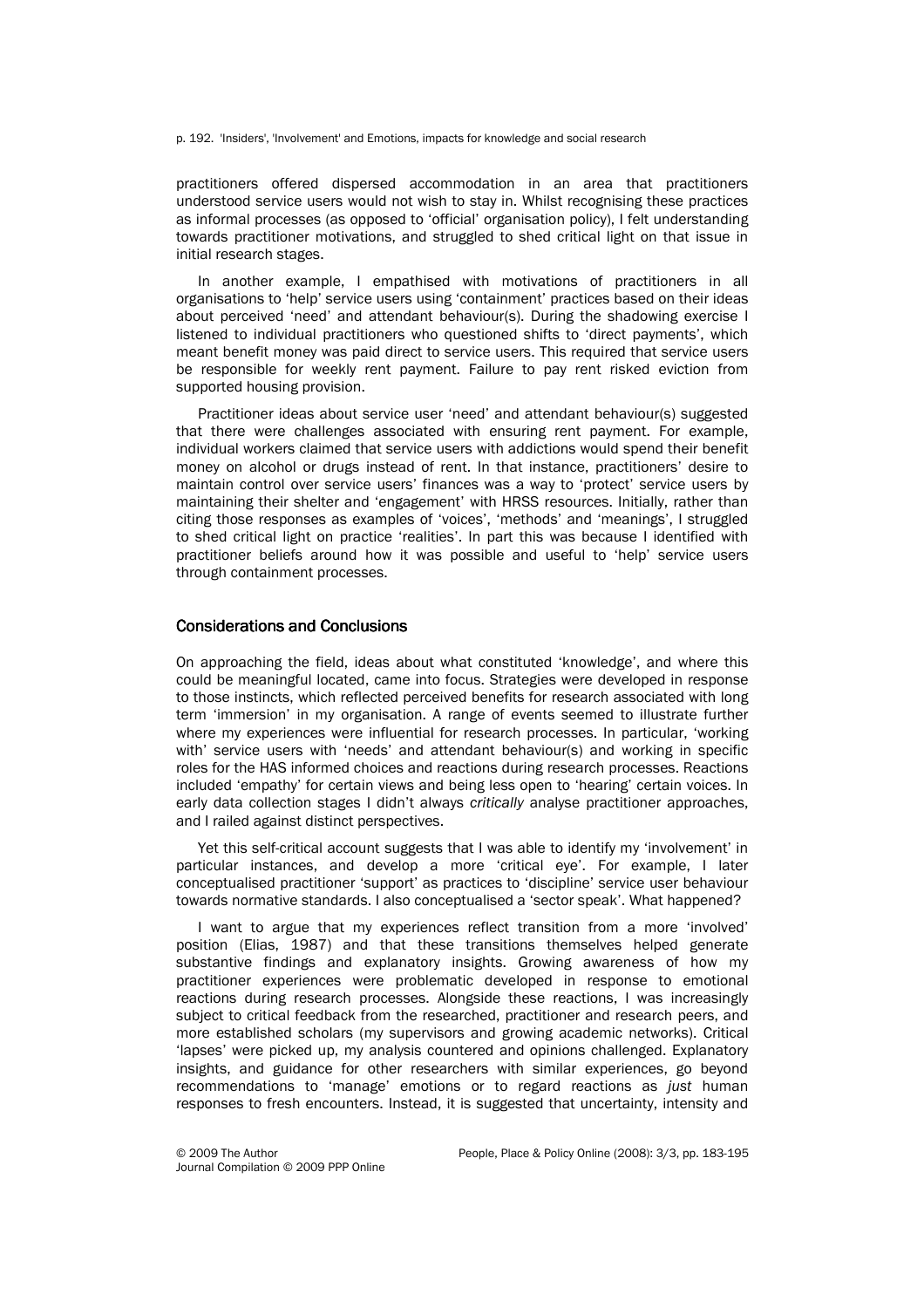practitioners offered dispersed accommodation in an area that practitioners understood service users would not wish to stay in. Whilst recognising these practices as informal processes (as opposed to 'official' organisation policy), I felt understanding towards practitioner motivations, and struggled to shed critical light on that issue in initial research stages.

In another example, I empathised with motivations of practitioners in all organisations to 'help' service users using 'containment' practices based on their ideas about perceived 'need' and attendant behaviour(s). During the shadowing exercise I listened to individual practitioners who questioned shifts to 'direct payments', which meant benefit money was paid direct to service users. This required that service users be responsible for weekly rent payment. Failure to pay rent risked eviction from supported housing provision.

Practitioner ideas about service user 'need' and attendant behaviour(s) suggested that there were challenges associated with ensuring rent payment. For example, individual workers claimed that service users with addictions would spend their benefit money on alcohol or drugs instead of rent. In that instance, practitioners' desire to maintain control over service users' finances was a way to 'protect' service users by maintaining their shelter and 'engagement' with HRSS resources. Initially, rather than citing those responses as examples of 'voices', 'methods' and 'meanings', I struggled to shed critical light on practice 'realities'. In part this was because I identified with practitioner beliefs around how it was possible and useful to 'help' service users through containment processes.

## Considerations and Conclusions

On approaching the field, ideas about what constituted 'knowledge', and where this could be meaningful located, came into focus. Strategies were developed in response to those instincts, which reflected perceived benefits for research associated with long term 'immersion' in my organisation. A range of events seemed to illustrate further where my experiences were influential for research processes. In particular, 'working with' service users with 'needs' and attendant behaviour(s) and working in specific roles for the HAS informed choices and reactions during research processes. Reactions included 'empathy' for certain views and being less open to 'hearing' certain voices. In early data collection stages I didn't always *critically* analyse practitioner approaches, and I railed against distinct perspectives.

Yet this self-critical account suggests that I was able to identify my 'involvement' in particular instances, and develop a more 'critical eye'. For example, I later conceptualised practitioner 'support' as practices to 'discipline' service user behaviour towards normative standards. I also conceptualised a 'sector speak'. What happened?

I want to argue that my experiences reflect transition from a more 'involved' position (Elias, 1987) and that these transitions themselves helped generate substantive findings and explanatory insights. Growing awareness of how my practitioner experiences were problematic developed in response to emotional reactions during research processes. Alongside these reactions, I was increasingly subject to critical feedback from the researched, practitioner and research peers, and more established scholars (my supervisors and growing academic networks). Critical 'lapses' were picked up, my analysis countered and opinions challenged. Explanatory insights, and guidance for other researchers with similar experiences, go beyond recommendations to 'manage' emotions or to regard reactions as *just* human responses to fresh encounters. Instead, it is suggested that uncertainty, intensity and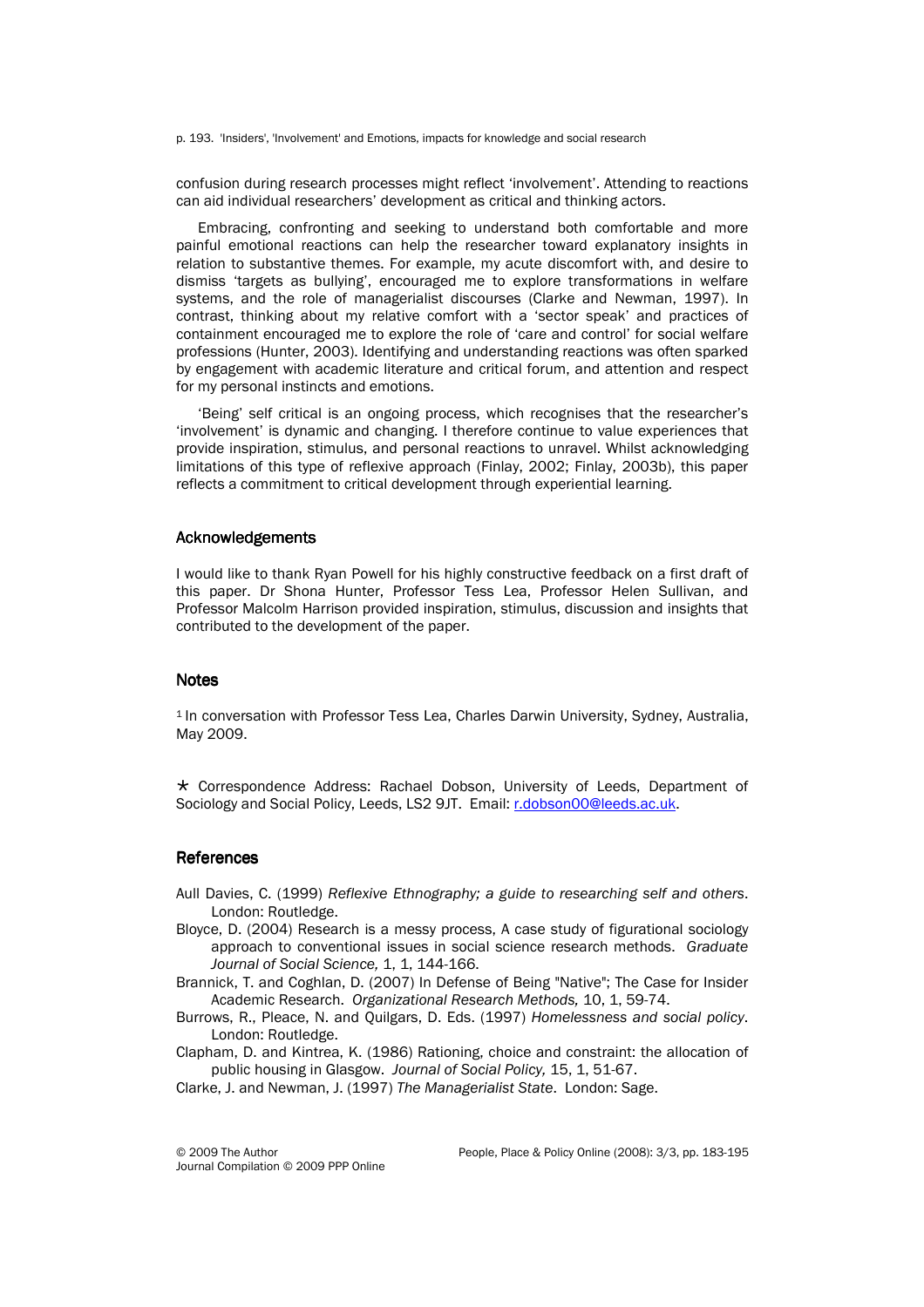confusion during research processes might reflect 'involvement'. Attending to reactions can aid individual researchers' development as critical and thinking actors.

Embracing, confronting and seeking to understand both comfortable and more painful emotional reactions can help the researcher toward explanatory insights in relation to substantive themes. For example, my acute discomfort with, and desire to dismiss 'targets as bullying', encouraged me to explore transformations in welfare systems, and the role of managerialist discourses (Clarke and Newman, 1997). In contrast, thinking about my relative comfort with a 'sector speak' and practices of containment encouraged me to explore the role of 'care and control' for social welfare professions (Hunter, 2003). Identifying and understanding reactions was often sparked by engagement with academic literature and critical forum, and attention and respect for my personal instincts and emotions.

'Being' self critical is an ongoing process, which recognises that the researcher's 'involvement' is dynamic and changing. I therefore continue to value experiences that provide inspiration, stimulus, and personal reactions to unravel. Whilst acknowledging limitations of this type of reflexive approach (Finlay, 2002; Finlay, 2003b), this paper reflects a commitment to critical development through experiential learning.

## Acknowledgements

I would like to thank Ryan Powell for his highly constructive feedback on a first draft of this paper. Dr Shona Hunter, Professor Tess Lea, Professor Helen Sullivan, and Professor Malcolm Harrison provided inspiration, stimulus, discussion and insights that contributed to the development of the paper.

## Notes

[1] In conversation with Professor Tess Lea, Charles Darwin University, Sydney, Australia, May 2009.

* Correspondence Address: Rachael Dobson, University of Leeds, Department of Sociology and Social Policy, Leeds, LS2 9JT. Email: r.dobson00@leeds.ac.uk.

## References

Aull Davies, C. (1999) *Reflexive Ethnography; a guide to researching self and others*. London: Routledge.

Bloyce, D. (2004) Research is a messy process, A case study of figurational sociology approach to conventional issues in social science research methods. *Graduate Journal of Social Science,* 1, 1, 144-166.

Brannick, T. and Coghlan, D. (2007) In Defense of Being "Native"; The Case for Insider Academic Research. *Organizational Research Methods,* 10, 1, 59-74.

Burrows, R., Pleace, N. and Quilgars, D. Eds. (1997) *Homelessness and social policy*. London: Routledge.

Clapham, D. and Kintrea, K. (1986) Rationing, choice and constraint: the allocation of public housing in Glasgow. *Journal of Social Policy,* 15, 1, 51-67.

Clarke, J. and Newman, J. (1997) *The Managerialist State*. London: Sage.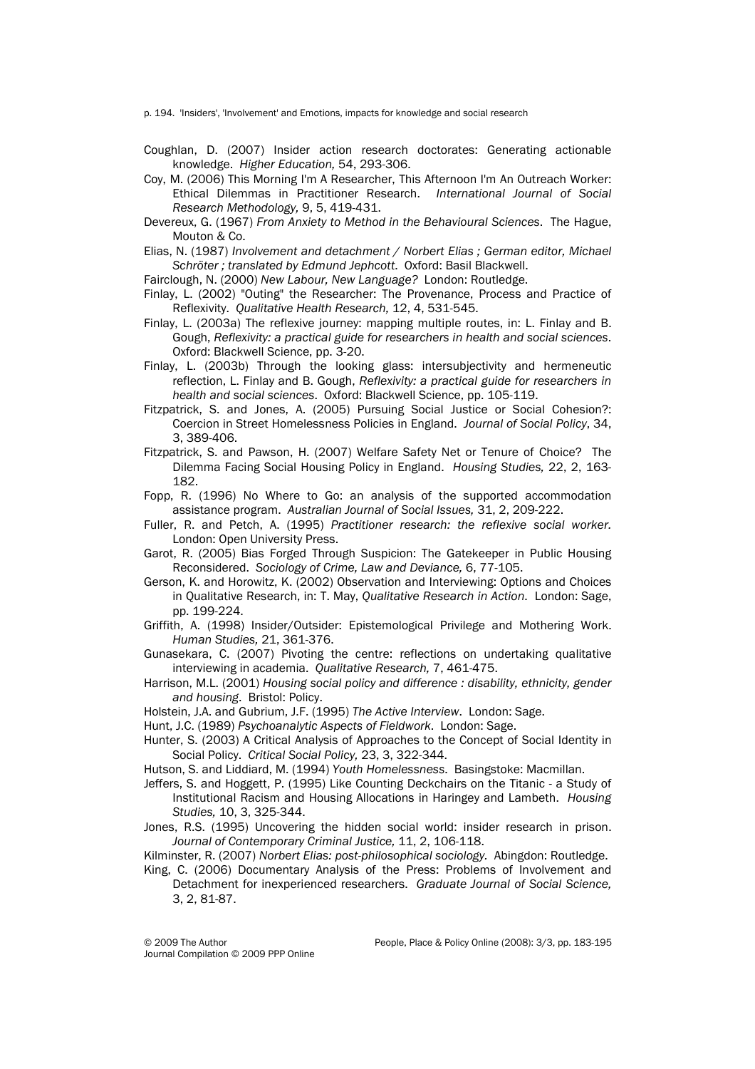Coughlan, D. (2007) Insider action research doctorates: Generating actionable knowledge. *Higher Education,* 54, 293-306.

Coy, M. (2006) This Morning I'm A Researcher, This Afternoon I'm An Outreach Worker: Ethical Dilemmas in Practitioner Research. *International Journal of Social Research Methodology,* 9, 5, 419-431.

Devereux, G. (1967) *From Anxiety to Method in the Behavioural Sciences*. The Hague, Mouton & Co.

Elias, N. (1987) *Involvement and detachment / Norbert Elias ; German editor, Michael Schröter ; translated by Edmund Jephcott*. Oxford: Basil Blackwell.

Fairclough, N. (2000) *New Labour, New Language?* London: Routledge.

Finlay, L. (2002) "Outing" the Researcher: The Provenance, Process and Practice of Reflexivity. *Qualitative Health Research,* 12, 4, 531-545.

Finlay, L. (2003a) The reflexive journey: mapping multiple routes, in: L. Finlay and B. Gough, *Reflexivity: a practical guide for researchers in health and social sciences*. Oxford: Blackwell Science, pp. 3-20.

Finlay, L. (2003b) Through the looking glass: intersubjectivity and hermeneutic reflection, L. Finlay and B. Gough, *Reflexivity: a practical guide for researchers in health and social sciences*. Oxford: Blackwell Science, pp. 105-119.

Fitzpatrick, S. and Jones, A. (2005) Pursuing Social Justice or Social Cohesion?: Coercion in Street Homelessness Policies in England. *Journal of Social Policy*, 34, 3, 389-406.

Fitzpatrick, S. and Pawson, H. (2007) Welfare Safety Net or Tenure of Choice? The Dilemma Facing Social Housing Policy in England. *Housing Studies,* 22, 2, 163-182.

Fopp, R. (1996) No Where to Go: an analysis of the supported accommodation assistance program. *Australian Journal of Social Issues,* 31, 2, 209-222.

Fuller, R. and Petch, A. (1995) *Practitioner research: the reflexive social worker.* London: Open University Press.

Garot, R. (2005) Bias Forged Through Suspicion: The Gatekeeper in Public Housing Reconsidered. *Sociology of Crime, Law and Deviance,* 6, 77-105.

Gerson, K. and Horowitz, K. (2002) Observation and Interviewing: Options and Choices in Qualitative Research, in: T. May, *Qualitative Research in Action*. London: Sage, pp. 199-224.

Griffith, A. (1998) Insider/Outsider: Epistemological Privilege and Mothering Work. *Human Studies,* 21, 361-376.

Gunasekara, C. (2007) Pivoting the centre: reflections on undertaking qualitative interviewing in academia. *Qualitative Research,* 7, 461-475.

Harrison, M.L. (2001) *Housing social policy and difference : disability, ethnicity, gender and housing*. Bristol: Policy.

Holstein, J.A. and Gubrium, J.F. (1995) *The Active Interview*. London: Sage.

Hunt, J.C. (1989) *Psychoanalytic Aspects of Fieldwork*. London: Sage.

Hunter, S. (2003) A Critical Analysis of Approaches to the Concept of Social Identity in Social Policy. *Critical Social Policy,* 23, 3, 322-344.

Hutson, S. and Liddiard, M. (1994) *Youth Homelessness*. Basingstoke: Macmillan.

Jeffers, S. and Hoggett, P. (1995) Like Counting Deckchairs on the Titanic - a Study of Institutional Racism and Housing Allocations in Haringey and Lambeth. *Housing Studies,* 10, 3, 325-344.

Jones, R.S. (1995) Uncovering the hidden social world: insider research in prison. *Journal of Contemporary Criminal Justice,* 11, 2, 106-118.

Kilminster, R. (2007) *Norbert Elias: post-philosophical sociology*. Abingdon: Routledge.

King, C. (2006) Documentary Analysis of the Press: Problems of Involvement and Detachment for inexperienced researchers. *Graduate Journal of Social Science,* 3, 2, 81-87.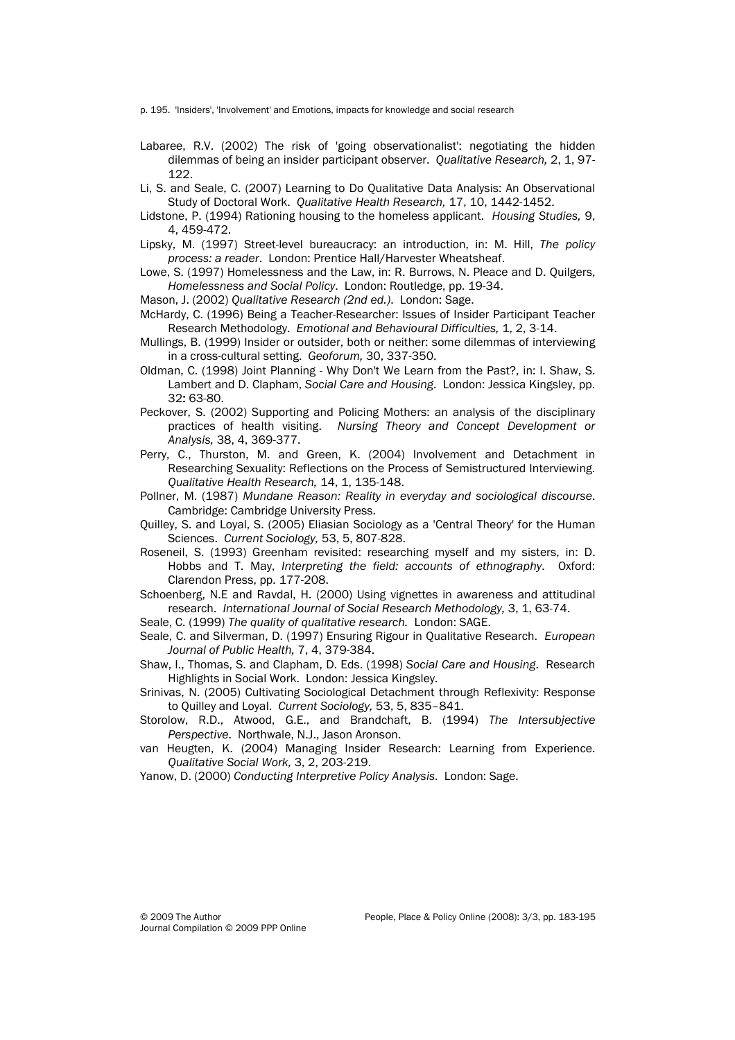Labaree, R.V. (2002) The risk of 'going observationalist': negotiating the hidden dilemmas of being an insider participant observer. *Qualitative Research,* 2, 1, 97-122.

Li, S. and Seale, C. (2007) Learning to Do Qualitative Data Analysis: An Observational Study of Doctoral Work. *Qualitative Health Research,* 17, 10, 1442-1452.

Lidstone, P. (1994) Rationing housing to the homeless applicant. *Housing Studies,* 9, 4, 459-472.

Lipsky, M. (1997) Street-level bureaucracy: an introduction, in: M. Hill, *The policy process: a reader*. London: Prentice Hall/Harvester Wheatsheaf.

Lowe, S. (1997) Homelessness and the Law, in: R. Burrows, N. Pleace and D. Quilgers, *Homelessness and Social Policy*. London: Routledge, pp. 19-34.

Mason, J. (2002) *Qualitative Research (2nd ed.)*. London: Sage.

McHardy, C. (1996) Being a Teacher-Researcher: Issues of Insider Participant Teacher Research Methodology. *Emotional and Behavioural Difficulties,* 1, 2, 3-14.

Mullings, B. (1999) Insider or outsider, both or neither: some dilemmas of interviewing in a cross-cultural setting. *Geoforum,* 30, 337-350.

Oldman, C. (1998) Joint Planning - Why Don't We Learn from the Past?, in: I. Shaw, S. Lambert and D. Clapham, *Social Care and Housing*. London: Jessica Kingsley, pp. 32**:** 63-80.

Peckover, S. (2002) Supporting and Policing Mothers: an analysis of the disciplinary practices of health visiting. *Nursing Theory and Concept Development or Analysis,* 38, 4, 369-377.

Perry, C., Thurston, M. and Green, K. (2004) Involvement and Detachment in Researching Sexuality: Reflections on the Process of Semistructured Interviewing. *Qualitative Health Research,* 14, 1, 135-148.

Pollner, M. (1987) *Mundane Reason: Reality in everyday and sociological discourse*. Cambridge: Cambridge University Press.

Quilley, S. and Loyal, S. (2005) Eliasian Sociology as a 'Central Theory' for the Human Sciences. *Current Sociology,* 53, 5, 807-828.

Roseneil, S. (1993) Greenham revisited: researching myself and my sisters, in: D. Hobbs and T. May, *Interpreting the field: accounts of ethnography*. Oxford: Clarendon Press, pp. 177-208.

Schoenberg, N.E and Ravdal, H. (2000) Using vignettes in awareness and attitudinal research. *International Journal of Social Research Methodology,* 3, 1, 63-74.

Seale, C. (1999) *The quality of qualitative research*. London: SAGE.

Seale, C. and Silverman, D. (1997) Ensuring Rigour in Qualitative Research. *European Journal of Public Health,* 7, 4, 379-384.

Shaw, I., Thomas, S. and Clapham, D. Eds. (1998) *Social Care and Housing*. Research Highlights in Social Work. London: Jessica Kingsley.

Srinivas, N. (2005) Cultivating Sociological Detachment through Reflexivity: Response to Quilley and Loyal. *Current Sociology,* 53, 5, 835–841.

Storolow, R.D., Atwood, G.E., and Brandchaft, B. (1994) *The Intersubjective Perspective*. Northwale, N.J., Jason Aronson.

van Heugten, K. (2004) Managing Insider Research: Learning from Experience. *Qualitative Social Work,* 3, 2, 203-219.

Yanow, D. (2000) *Conducting Interpretive Policy Analysis*. London: Sage.